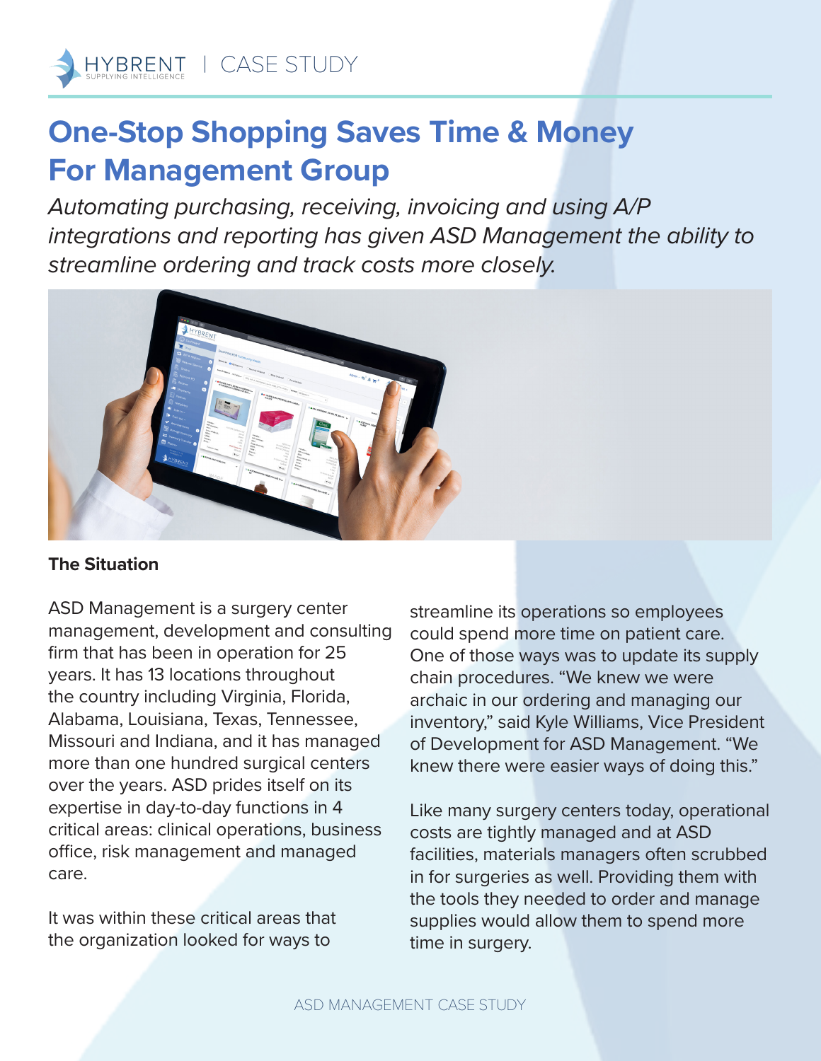HYBRENT | CASE STUDY

# One-Stop Shopping Saves Time & Money For Management Group

*Automating purchasing, receiving, invoicing and using A/P integrations and reporting has given ASD Management the ability to streamline ordering and track costs more closely.*

### The Situation

ASD Management is a surgery center management, development and consulting firm that has been in operation for 25 years. It has 13 locations throughout the country including Virginia, Florida, Alabama, Louisiana, Texas, Tennessee, Missouri and Indiana, and it has managed more than one hundred surgical centers over the years. ASD prides itself on its expertise in day-to-day functions in 4 critical areas: clinical operations, business office, risk management and managed care.

It was within these critical areas that the organization looked for ways to streamline its operations so employees could spend more time on patient care. One of those ways was to update its supply chain procedures. "We knew we were archaic in our ordering and managing our inventory," said Kyle Williams, Vice President of Development for ASD Management. "We knew there were easier ways of doing this."

Like many surgery centers today, operational costs are tightly managed and at ASD facilities, materials managers often scrubbed in for surgeries as well. Providing them with the tools they needed to order and manage supplies would allow them to spend more time in surgery.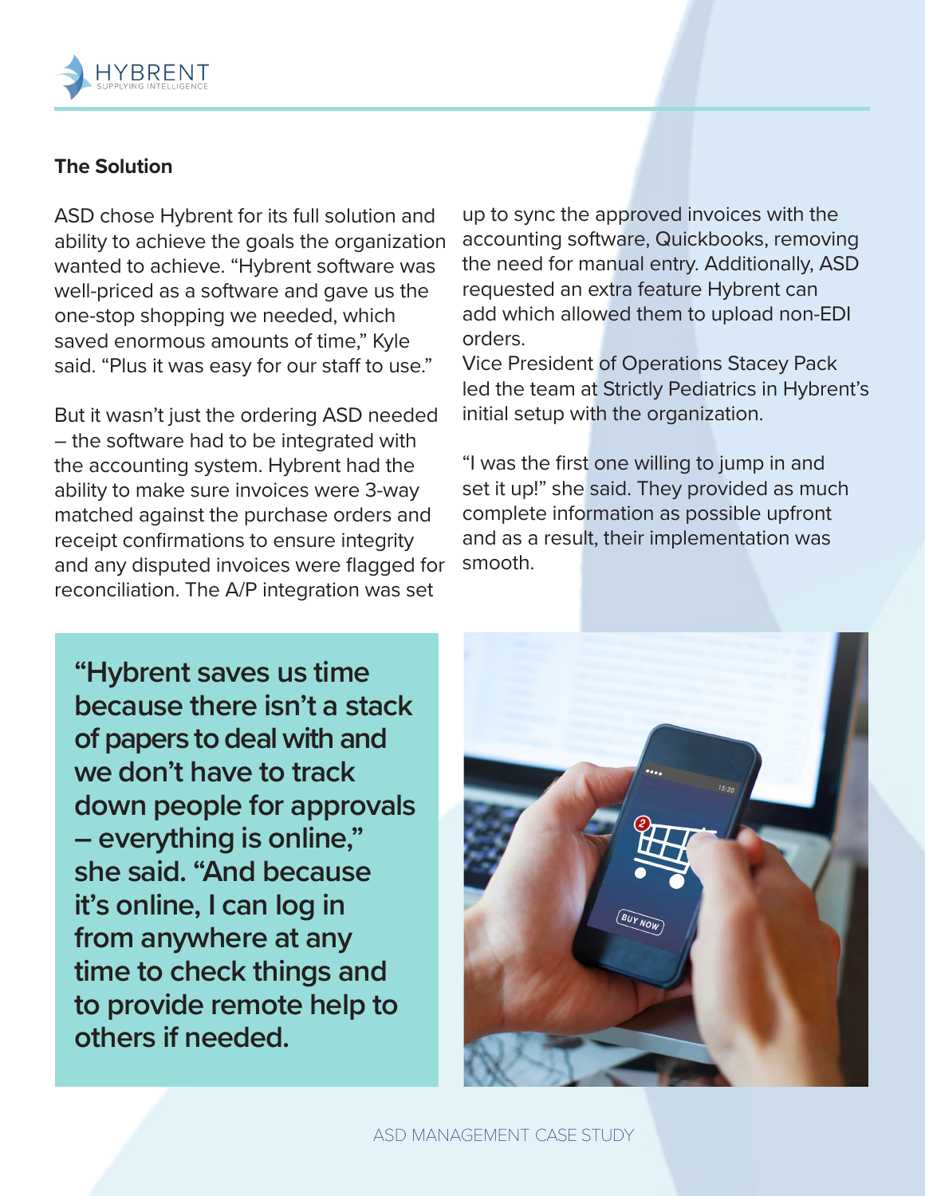## The Solution

ASD chose Hybrent for its full solution and ability to achieve the goals the organization wanted to achieve. "Hybrent software was well-priced as a software and gave us the one-stop shopping we needed, which saved enormous amounts of time," Kyle said. "Plus it was easy for our staff to use."

But it wasn't just the ordering ASD needed – the software had to be integrated with the accounting system. Hybrent had the ability to make sure invoices were 3-way matched against the purchase orders and receipt confirmations to ensure integrity and any disputed invoices were flagged for reconciliation. The A/P integration was set up to sync the approved invoices with the accounting software, Quickbooks, removing the need for manual entry. Additionally, ASD requested an extra feature Hybrent can add which allowed them to upload non-EDI orders.

Vice President of Operations Stacey Pack led the team at Strictly Pediatrics in Hybrent's initial setup with the organization.

"I was the first one willing to jump in and set it up!" she said. They provided as much complete information as possible upfront and as a result, their implementation was smooth.

**"Hybrent saves us time because there isn't a stack of papers to deal with and we don't have to track down people for approvals – everything is online," she said. "And because it's online, I can log in from anywhere at any time to check things and to provide remote help to others if needed.**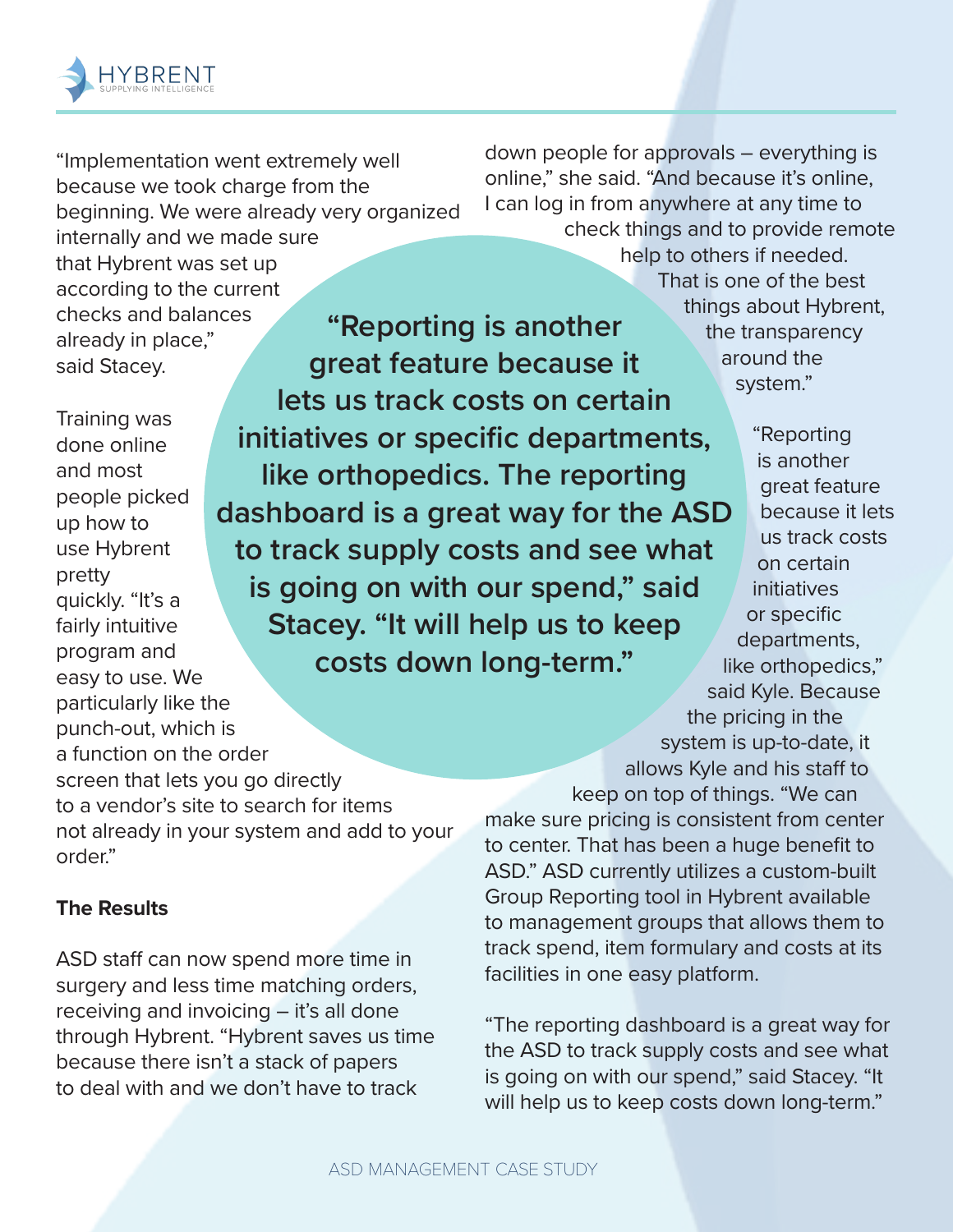"Implementation went extremely well because we took charge from the beginning. We were already very organized internally and we made sure that Hybrent was set up according to the current checks and balances already in place," said Stacey.

Training was done online and most people picked up how to use Hybrent pretty quickly. "It's a fairly intuitive program and easy to use. We particularly like the punch-out, which is a function on the order screen that lets you go directly to a vendor's site to search for items not already in your system and add to your order."

> **"Reporting is another great feature because it lets us track costs on certain initiatives or specific departments, like orthopedics. The reporting dashboard is a great way for the ASD to track supply costs and see what is going on with our spend," said Stacey. "It will help us to keep costs down long-term."**

### The Results

ASD staff can now spend more time in surgery and less time matching orders, receiving and invoicing – it's all done through Hybrent. "Hybrent saves us time because there isn't a stack of papers to deal with and we don't have to track down people for approvals – everything is online," she said. "And because it's online, I can log in from anywhere at any time to check things and to provide remote help to others if needed. That is one of the best things about Hybrent, the transparency around the system."

"Reporting is another great feature because it lets us track costs on certain initiatives or specific departments, like orthopedics," said Kyle. Because the pricing in the system is up-to-date, it allows Kyle and his staff to keep on top of things. "We can make sure pricing is consistent from center to center. That has been a huge benefit to ASD." ASD currently utilizes a custom-built Group Reporting tool in Hybrent available to management groups that allows them to track spend, item formulary and costs at its facilities in one easy platform.

"The reporting dashboard is a great way for the ASD to track supply costs and see what is going on with our spend," said Stacey. "It will help us to keep costs down long-term."